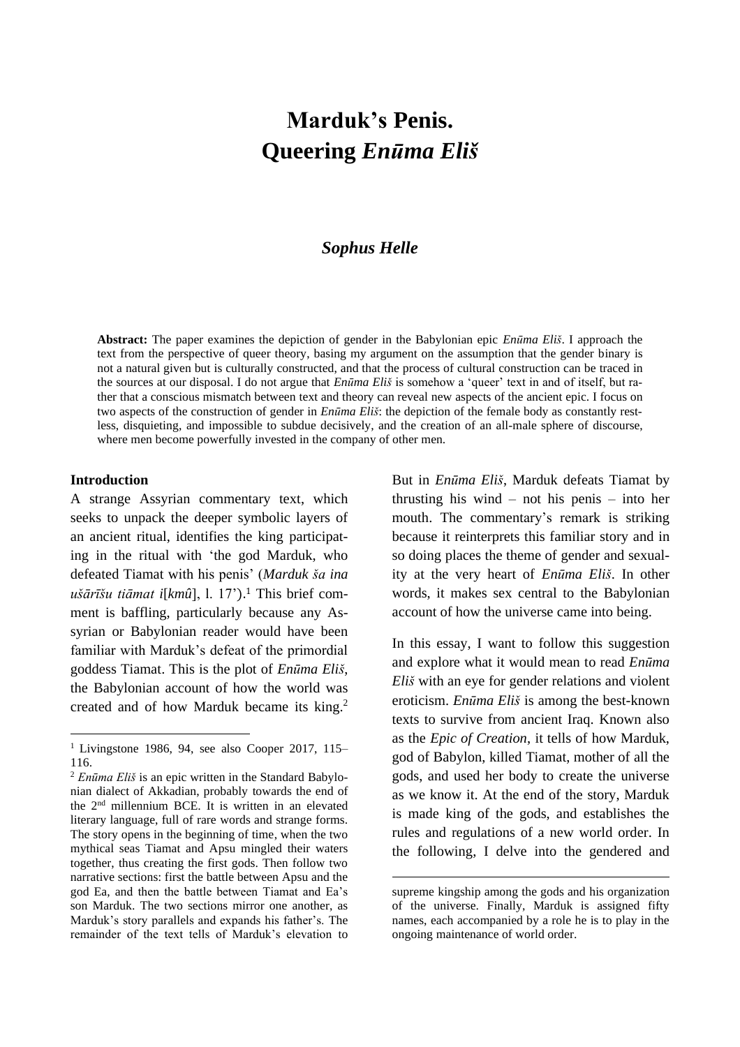# Marduk's Penis.
# Queering *Enūma Eliš*

***Sophus Helle***

**Abstract:** The paper examines the depiction of gender in the Babylonian epic *Enūma Eliš*. I approach the text from the perspective of queer theory, basing my argument on the assumption that the gender binary is not a natural given but is culturally constructed, and that the process of cultural construction can be traced in the sources at our disposal. I do not argue that *Enūma Eliš* is somehow a 'queer' text in and of itself, but rather that a conscious mismatch between text and theory can reveal new aspects of the ancient epic. I focus on two aspects of the construction of gender in *Enūma Eliš*: the depiction of the female body as constantly restless, disquieting, and impossible to subdue decisively, and the creation of an all-male sphere of discourse, where men become powerfully invested in the company of other men.

## Introduction

A strange Assyrian commentary text, which seeks to unpack the deeper symbolic layers of an ancient ritual, identifies the king participating in the ritual with 'the god Marduk, who defeated Tiamat with his penis' (*Marduk ša ina ušārīšu tiāmat i*[*kmû*], l. 17').[1] This brief comment is baffling, particularly because any Assyrian or Babylonian reader would have been familiar with Marduk's defeat of the primordial goddess Tiamat. This is the plot of *Enūma Eliš*, the Babylonian account of how the world was created and of how Marduk became its king.[2] But in *Enūma Eliš*, Marduk defeats Tiamat by thrusting his wind – not his penis – into her mouth. The commentary's remark is striking because it reinterprets this familiar story and in so doing places the theme of gender and sexuality at the very heart of *Enūma Eliš*. In other words, it makes sex central to the Babylonian account of how the universe came into being.

In this essay, I want to follow this suggestion and explore what it would mean to read *Enūma Eliš* with an eye for gender relations and violent eroticism. *Enūma Eliš* is among the best-known texts to survive from ancient Iraq. Known also as the *Epic of Creation*, it tells of how Marduk, god of Babylon, killed Tiamat, mother of all the gods, and used her body to create the universe as we know it. At the end of the story, Marduk is made king of the gods, and establishes the rules and regulations of a new world order. In the following, I delve into the gendered and

---

[1] Livingstone 1986, 94, see also Cooper 2017, 115–116.

[2] *Enūma Eliš* is an epic written in the Standard Babylonian dialect of Akkadian, probably towards the end of the 2nd millennium BCE. It is written in an elevated literary language, full of rare words and strange forms. The story opens in the beginning of time, when the two mythical seas Tiamat and Apsu mingled their waters together, thus creating the first gods. Then follow two narrative sections: first the battle between Apsu and the god Ea, and then the battle between Tiamat and Ea's son Marduk. The two sections mirror one another, as Marduk's story parallels and expands his father's. The remainder of the text tells of Marduk's elevation to supreme kingship among the gods and his organization of the universe. Finally, Marduk is assigned fifty names, each accompanied by a role he is to play in the ongoing maintenance of world order.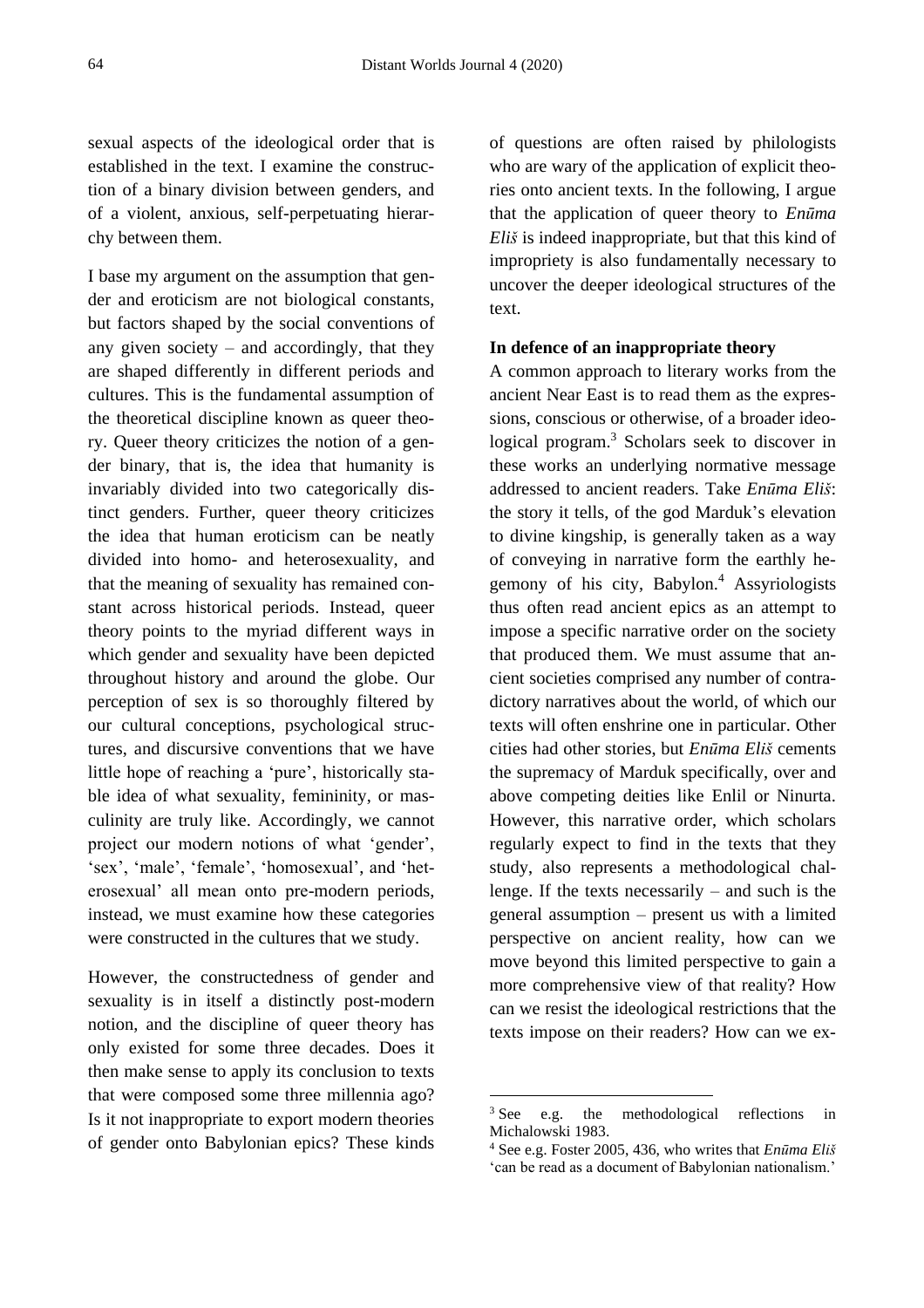sexual aspects of the ideological order that is established in the text. I examine the construction of a binary division between genders, and of a violent, anxious, self-perpetuating hierarchy between them.

I base my argument on the assumption that gender and eroticism are not biological constants, but factors shaped by the social conventions of any given society – and accordingly, that they are shaped differently in different periods and cultures. This is the fundamental assumption of the theoretical discipline known as queer theory. Queer theory criticizes the notion of a gender binary, that is, the idea that humanity is invariably divided into two categorically distinct genders. Further, queer theory criticizes the idea that human eroticism can be neatly divided into homo- and heterosexuality, and that the meaning of sexuality has remained constant across historical periods. Instead, queer theory points to the myriad different ways in which gender and sexuality have been depicted throughout history and around the globe. Our perception of sex is so thoroughly filtered by our cultural conceptions, psychological structures, and discursive conventions that we have little hope of reaching a 'pure', historically stable idea of what sexuality, femininity, or masculinity are truly like. Accordingly, we cannot project our modern notions of what 'gender', 'sex', 'male', 'female', 'homosexual', and 'heterosexual' all mean onto pre-modern periods, instead, we must examine how these categories were constructed in the cultures that we study.

However, the constructedness of gender and sexuality is in itself a distinctly post-modern notion, and the discipline of queer theory has only existed for some three decades. Does it then make sense to apply its conclusion to texts that were composed some three millennia ago? Is it not inappropriate to export modern theories of gender onto Babylonian epics? These kinds of questions are often raised by philologists who are wary of the application of explicit theories onto ancient texts. In the following, I argue that the application of queer theory to *Enūma Eliš* is indeed inappropriate, but that this kind of impropriety is also fundamentally necessary to uncover the deeper ideological structures of the text.

## In defence of an inappropriate theory

A common approach to literary works from the ancient Near East is to read them as the expressions, conscious or otherwise, of a broader ideological program.[3] Scholars seek to discover in these works an underlying normative message addressed to ancient readers. Take *Enūma Eliš*: the story it tells, of the god Marduk's elevation to divine kingship, is generally taken as a way of conveying in narrative form the earthly hegemony of his city, Babylon.[4] Assyriologists thus often read ancient epics as an attempt to impose a specific narrative order on the society that produced them. We must assume that ancient societies comprised any number of contradictory narratives about the world, of which our texts will often enshrine one in particular. Other cities had other stories, but *Enūma Eliš* cements the supremacy of Marduk specifically, over and above competing deities like Enlil or Ninurta. However, this narrative order, which scholars regularly expect to find in the texts that they study, also represents a methodological challenge. If the texts necessarily – and such is the general assumption – present us with a limited perspective on ancient reality, how can we move beyond this limited perspective to gain a more comprehensive view of that reality? How can we resist the ideological restrictions that the texts impose on their readers? How can we ex-

---

[3] See e.g. the methodological reflections in Michalowski 1983.

[4] See e.g. Foster 2005, 436, who writes that *Enūma Eliš* 'can be read as a document of Babylonian nationalism.'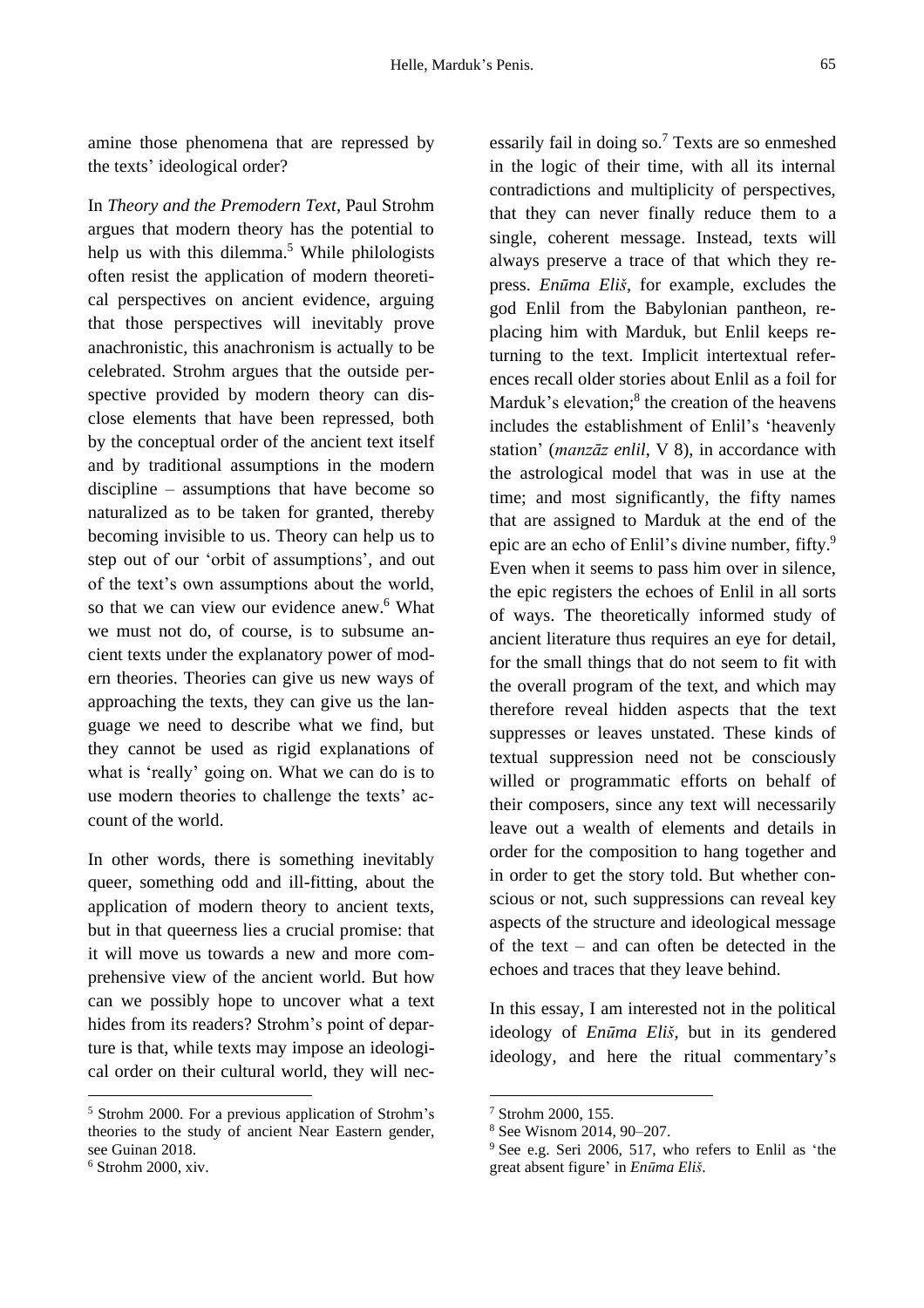amine those phenomena that are repressed by the texts' ideological order?

In *Theory and the Premodern Text*, Paul Strohm argues that modern theory has the potential to help us with this dilemma.[5] While philologists often resist the application of modern theoretical perspectives on ancient evidence, arguing that those perspectives will inevitably prove anachronistic, this anachronism is actually to be celebrated. Strohm argues that the outside perspective provided by modern theory can disclose elements that have been repressed, both by the conceptual order of the ancient text itself and by traditional assumptions in the modern discipline – assumptions that have become so naturalized as to be taken for granted, thereby becoming invisible to us. Theory can help us to step out of our 'orbit of assumptions', and out of the text's own assumptions about the world, so that we can view our evidence anew.[6] What we must not do, of course, is to subsume ancient texts under the explanatory power of modern theories. Theories can give us new ways of approaching the texts, they can give us the language we need to describe what we find, but they cannot be used as rigid explanations of what is 'really' going on. What we can do is to use modern theories to challenge the texts' account of the world.

In other words, there is something inevitably queer, something odd and ill-fitting, about the application of modern theory to ancient texts, but in that queerness lies a crucial promise: that it will move us towards a new and more comprehensive view of the ancient world. But how can we possibly hope to uncover what a text hides from its readers? Strohm's point of departure is that, while texts may impose an ideological order on their cultural world, they will necessarily fail in doing so.[7] Texts are so enmeshed in the logic of their time, with all its internal contradictions and multiplicity of perspectives, that they can never finally reduce them to a single, coherent message. Instead, texts will always preserve a trace of that which they repress. *Enūma Eliš*, for example, excludes the god Enlil from the Babylonian pantheon, replacing him with Marduk, but Enlil keeps returning to the text. Implicit intertextual references recall older stories about Enlil as a foil for Marduk's elevation;[8] the creation of the heavens includes the establishment of Enlil's 'heavenly station' (*manzāz enlil*, V 8), in accordance with the astrological model that was in use at the time; and most significantly, the fifty names that are assigned to Marduk at the end of the epic are an echo of Enlil's divine number, fifty.[9] Even when it seems to pass him over in silence, the epic registers the echoes of Enlil in all sorts of ways. The theoretically informed study of ancient literature thus requires an eye for detail, for the small things that do not seem to fit with the overall program of the text, and which may therefore reveal hidden aspects that the text suppresses or leaves unstated. These kinds of textual suppression need not be consciously willed or programmatic efforts on behalf of their composers, since any text will necessarily leave out a wealth of elements and details in order for the composition to hang together and in order to get the story told. But whether conscious or not, such suppressions can reveal key aspects of the structure and ideological message of the text – and can often be detected in the echoes and traces that they leave behind.

In this essay, I am interested not in the political ideology of *Enūma Eliš*, but in its gendered ideology, and here the ritual commentary's

---

[5] Strohm 2000. For a previous application of Strohm's theories to the study of ancient Near Eastern gender, see Guinan 2018.

[6] Strohm 2000, xiv.

[7] Strohm 2000, 155.

[8] See Wisnom 2014, 90–207.

[9] See e.g. Seri 2006, 517, who refers to Enlil as 'the great absent figure' in *Enūma Eliš*.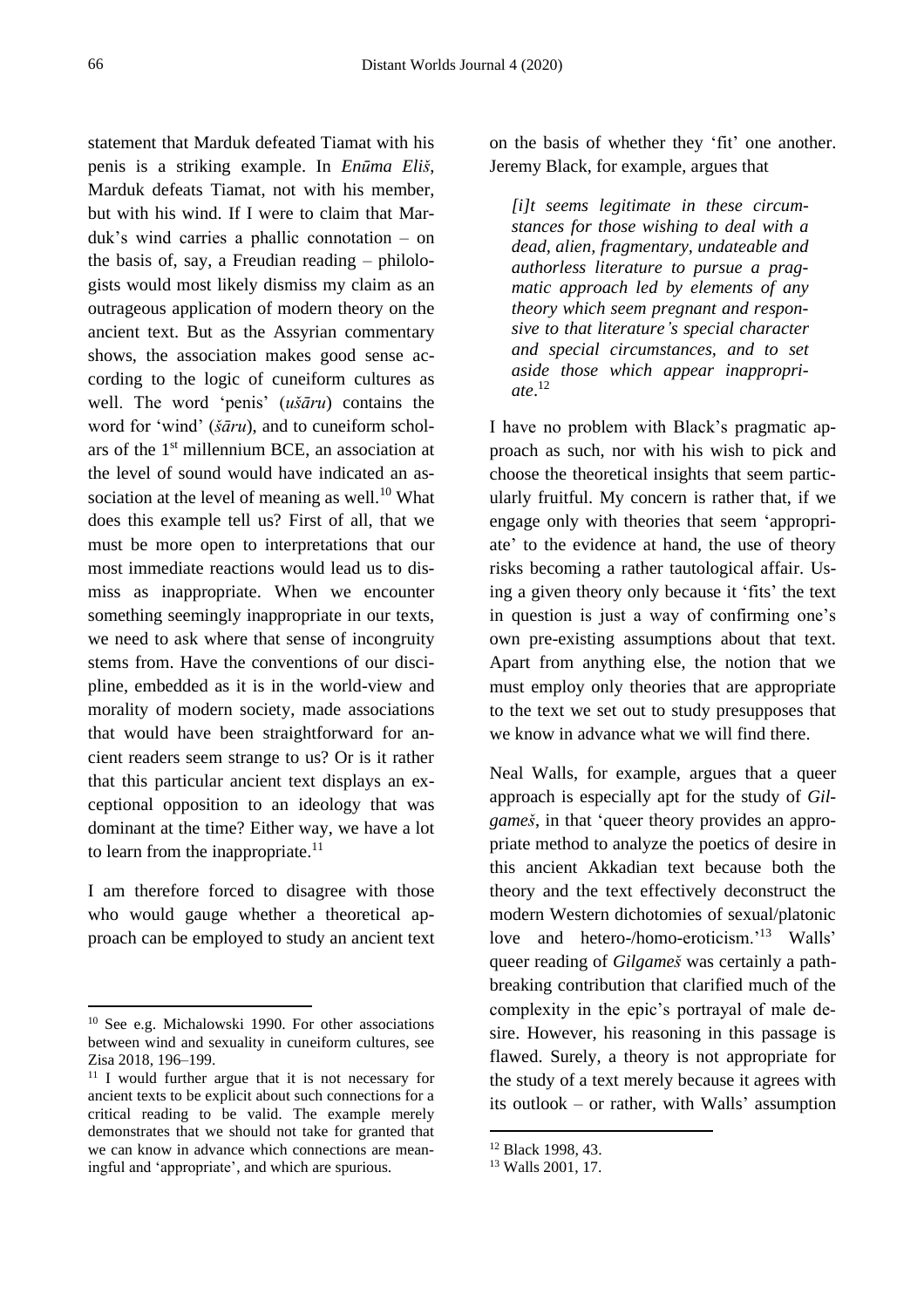statement that Marduk defeated Tiamat with his penis is a striking example. In *Enūma Eliš*, Marduk defeats Tiamat, not with his member, but with his wind. If I were to claim that Marduk's wind carries a phallic connotation – on the basis of, say, a Freudian reading – philologists would most likely dismiss my claim as an outrageous application of modern theory on the ancient text. But as the Assyrian commentary shows, the association makes good sense according to the logic of cuneiform cultures as well. The word 'penis' (*ušāru*) contains the word for 'wind' (*šāru*), and to cuneiform scholars of the 1st millennium BCE, an association at the level of sound would have indicated an association at the level of meaning as well.[10] What does this example tell us? First of all, that we must be more open to interpretations that our most immediate reactions would lead us to dismiss as inappropriate. When we encounter something seemingly inappropriate in our texts, we need to ask where that sense of incongruity stems from. Have the conventions of our discipline, embedded as it is in the world-view and morality of modern society, made associations that would have been straightforward for ancient readers seem strange to us? Or is it rather that this particular ancient text displays an exceptional opposition to an ideology that was dominant at the time? Either way, we have a lot to learn from the inappropriate.[11]

I am therefore forced to disagree with those who would gauge whether a theoretical approach can be employed to study an ancient text on the basis of whether they 'fit' one another. Jeremy Black, for example, argues that

> *[i]t seems legitimate in these circumstances for those wishing to deal with a dead, alien, fragmentary, undateable and authorless literature to pursue a pragmatic approach led by elements of any theory which seem pregnant and responsive to that literature's special character and special circumstances, and to set aside those which appear inappropriate*.[12]

I have no problem with Black's pragmatic approach as such, nor with his wish to pick and choose the theoretical insights that seem particularly fruitful. My concern is rather that, if we engage only with theories that seem 'appropriate' to the evidence at hand, the use of theory risks becoming a rather tautological affair. Using a given theory only because it 'fits' the text in question is just a way of confirming one's own pre-existing assumptions about that text. Apart from anything else, the notion that we must employ only theories that are appropriate to the text we set out to study presupposes that we know in advance what we will find there.

Neal Walls, for example, argues that a queer approach is especially apt for the study of *Gilgameš*, in that 'queer theory provides an appropriate method to analyze the poetics of desire in this ancient Akkadian text because both the theory and the text effectively deconstruct the modern Western dichotomies of sexual/platonic love and hetero-/homo-eroticism.'[13] Walls' queer reading of *Gilgameš* was certainly a path-breaking contribution that clarified much of the complexity in the epic's portrayal of male desire. However, his reasoning in this passage is flawed. Surely, a theory is not appropriate for the study of a text merely because it agrees with its outlook – or rather, with Walls' assumption

---

[10] See e.g. Michalowski 1990. For other associations between wind and sexuality in cuneiform cultures, see Zisa 2018, 196–199.

[11] I would further argue that it is not necessary for ancient texts to be explicit about such connections for a critical reading to be valid. The example merely demonstrates that we should not take for granted that we can know in advance which connections are meaningful and 'appropriate', and which are spurious.

[12] Black 1998, 43.

[13] Walls 2001, 17.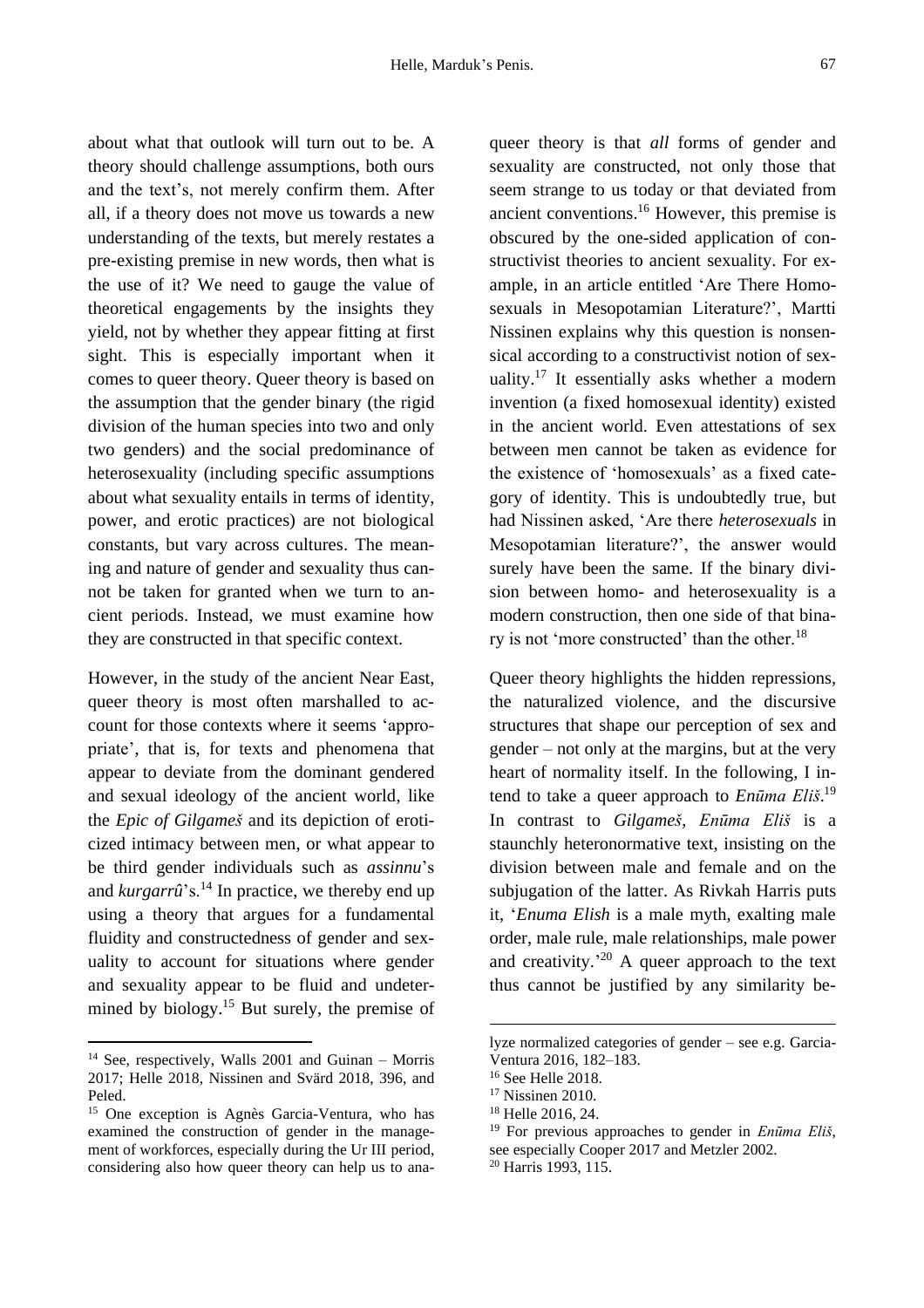about what that outlook will turn out to be. A theory should challenge assumptions, both ours and the text's, not merely confirm them. After all, if a theory does not move us towards a new understanding of the texts, but merely restates a pre-existing premise in new words, then what is the use of it? We need to gauge the value of theoretical engagements by the insights they yield, not by whether they appear fitting at first sight. This is especially important when it comes to queer theory. Queer theory is based on the assumption that the gender binary (the rigid division of the human species into two and only two genders) and the social predominance of heterosexuality (including specific assumptions about what sexuality entails in terms of identity, power, and erotic practices) are not biological constants, but vary across cultures. The meaning and nature of gender and sexuality thus cannot be taken for granted when we turn to ancient periods. Instead, we must examine how they are constructed in that specific context.

However, in the study of the ancient Near East, queer theory is most often marshalled to account for those contexts where it seems 'appropriate', that is, for texts and phenomena that appear to deviate from the dominant gendered and sexual ideology of the ancient world, like the *Epic of Gilgameš* and its depiction of eroticized intimacy between men, or what appear to be third gender individuals such as *assinnu*'s and *kurgarrû*'s.[14] In practice, we thereby end up using a theory that argues for a fundamental fluidity and constructedness of gender and sexuality to account for situations where gender and sexuality appear to be fluid and undetermined by biology.[15] But surely, the premise of queer theory is that *all* forms of gender and sexuality are constructed, not only those that seem strange to us today or that deviated from ancient conventions.[16] However, this premise is obscured by the one-sided application of constructivist theories to ancient sexuality. For example, in an article entitled 'Are There Homosexuals in Mesopotamian Literature?', Martti Nissinen explains why this question is nonsensical according to a constructivist notion of sexuality.[17] It essentially asks whether a modern invention (a fixed homosexual identity) existed in the ancient world. Even attestations of sex between men cannot be taken as evidence for the existence of 'homosexuals' as a fixed category of identity. This is undoubtedly true, but had Nissinen asked, 'Are there *heterosexuals* in Mesopotamian literature?', the answer would surely have been the same. If the binary division between homo- and heterosexuality is a modern construction, then one side of that binary is not 'more constructed' than the other.[18]

Queer theory highlights the hidden repressions, the naturalized violence, and the discursive structures that shape our perception of sex and gender – not only at the margins, but at the very heart of normality itself. In the following, I intend to take a queer approach to *Enūma Eliš*.[19] In contrast to *Gilgameš*, *Enūma Eliš* is a staunchly heteronormative text, insisting on the division between male and female and on the subjugation of the latter. As Rivkah Harris puts it, '*Enuma Elish* is a male myth, exalting male order, male rule, male relationships, male power and creativity.'[20] A queer approach to the text thus cannot be justified by any similarity be-

---

[14] See, respectively, Walls 2001 and Guinan – Morris 2017; Helle 2018, Nissinen and Svärd 2018, 396, and Peled.

[15] One exception is Agnès Garcia-Ventura, who has examined the construction of gender in the management of workforces, especially during the Ur III period, considering also how queer theory can help us to analyze normalized categories of gender – see e.g. Garcia-Ventura 2016, 182–183.

[16] See Helle 2018.

[17] Nissinen 2010.

[18] Helle 2016, 24.

[19] For previous approaches to gender in *Enūma Eliš*, see especially Cooper 2017 and Metzler 2002.

[20] Harris 1993, 115.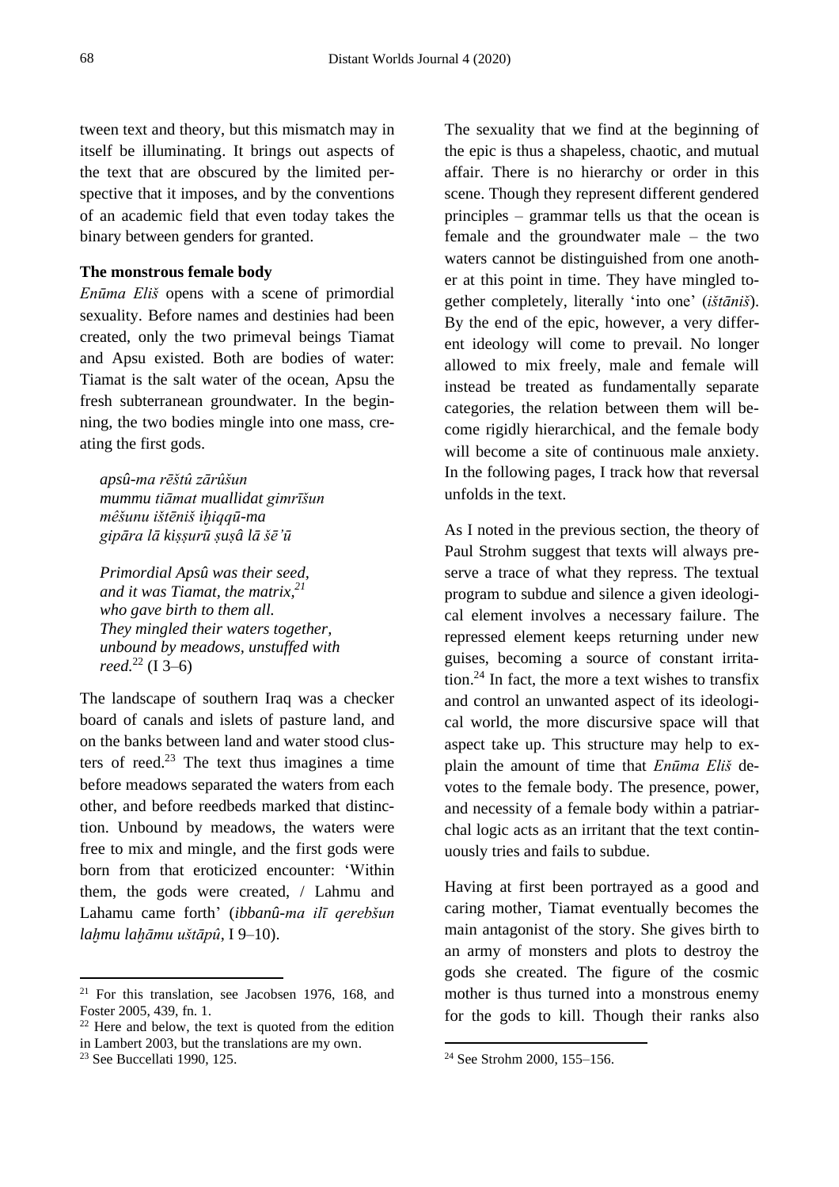tween text and theory, but this mismatch may in itself be illuminating. It brings out aspects of the text that are obscured by the limited perspective that it imposes, and by the conventions of an academic field that even today takes the binary between genders for granted.

**The monstrous female body**

*Enūma Eliš* opens with a scene of primordial sexuality. Before names and destinies had been created, only the two primeval beings Tiamat and Apsu existed. Both are bodies of water: Tiamat is the salt water of the ocean, Apsu the fresh subterranean groundwater. In the beginning, the two bodies mingle into one mass, creating the first gods.

> *apsû-ma rēštû zārûšun*
> *mummu tiāmat muallidat gimrīšun*
> *mêšunu ištēniš iḫiqqū-ma*
> *gipāra lā kiṣṣurū ṣuṣâ lā šē'ū*
>
> *Primordial Apsû was their seed,*
> *and it was Tiamat, the matrix,*[21]
> *who gave birth to them all.*
> *They mingled their waters together,*
> *unbound by meadows, unstuffed with reed.*[22] (I 3–6)

The landscape of southern Iraq was a checker board of canals and islets of pasture land, and on the banks between land and water stood clusters of reed.[23] The text thus imagines a time before meadows separated the waters from each other, and before reedbeds marked that distinction. Unbound by meadows, the waters were free to mix and mingle, and the first gods were born from that eroticized encounter: 'Within them, the gods were created, / Lahmu and Lahamu came forth' (*ibbanû-ma ilī qerebšun laḫmu laḫāmu uštāpû*, I 9–10).

The sexuality that we find at the beginning of the epic is thus a shapeless, chaotic, and mutual affair. There is no hierarchy or order in this scene. Though they represent different gendered principles – grammar tells us that the ocean is female and the groundwater male – the two waters cannot be distinguished from one another at this point in time. They have mingled together completely, literally 'into one' (*ištāniš*). By the end of the epic, however, a very different ideology will come to prevail. No longer allowed to mix freely, male and female will instead be treated as fundamentally separate categories, the relation between them will become rigidly hierarchical, and the female body will become a site of continuous male anxiety. In the following pages, I track how that reversal unfolds in the text.

As I noted in the previous section, the theory of Paul Strohm suggest that texts will always preserve a trace of what they repress. The textual program to subdue and silence a given ideological element involves a necessary failure. The repressed element keeps returning under new guises, becoming a source of constant irritation.[24] In fact, the more a text wishes to transfix and control an unwanted aspect of its ideological world, the more discursive space will that aspect take up. This structure may help to explain the amount of time that *Enūma Eliš* devotes to the female body. The presence, power, and necessity of a female body within a patriarchal logic acts as an irritant that the text continuously tries and fails to subdue.

Having at first been portrayed as a good and caring mother, Tiamat eventually becomes the main antagonist of the story. She gives birth to an army of monsters and plots to destroy the gods she created. The figure of the cosmic mother is thus turned into a monstrous enemy for the gods to kill. Though their ranks also

---

[21] For this translation, see Jacobsen 1976, 168, and Foster 2005, 439, fn. 1.

[22] Here and below, the text is quoted from the edition in Lambert 2003, but the translations are my own.

[23] See Buccellati 1990, 125.

[24] See Strohm 2000, 155–156.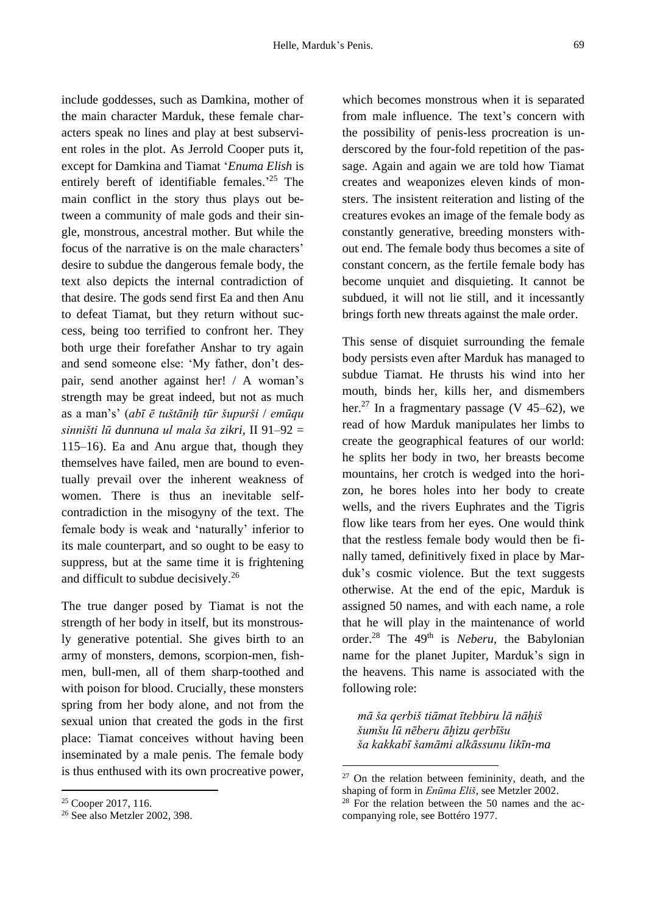include goddesses, such as Damkina, mother of the main character Marduk, these female characters speak no lines and play at best subservient roles in the plot. As Jerrold Cooper puts it, except for Damkina and Tiamat '*Enuma Elish* is entirely bereft of identifiable females.'[25] The main conflict in the story thus plays out between a community of male gods and their single, monstrous, ancestral mother. But while the focus of the narrative is on the male characters' desire to subdue the dangerous female body, the text also depicts the internal contradiction of that desire. The gods send first Ea and then Anu to defeat Tiamat, but they return without success, being too terrified to confront her. They both urge their forefather Anshar to try again and send someone else: 'My father, don't despair, send another against her! / A woman's strength may be great indeed, but not as much as a man's' (*abī ē tuštāniḫ tūr šupurši* / *emūqu sinništi lū dunnuna ul mala ša zikri*, II 91–92 = 115–16). Ea and Anu argue that, though they themselves have failed, men are bound to eventually prevail over the inherent weakness of women. There is thus an inevitable self-contradiction in the misogyny of the text. The female body is weak and 'naturally' inferior to its male counterpart, and so ought to be easy to suppress, but at the same time it is frightening and difficult to subdue decisively.[26]

The true danger posed by Tiamat is not the strength of her body in itself, but its monstrously generative potential. She gives birth to an army of monsters, demons, scorpion-men, fishmen, bull-men, all of them sharp-toothed and with poison for blood. Crucially, these monsters spring from her body alone, and not from the sexual union that created the gods in the first place: Tiamat conceives without having been inseminated by a male penis. The female body is thus enthused with its own procreative power, which becomes monstrous when it is separated from male influence. The text's concern with the possibility of penis-less procreation is underscored by the four-fold repetition of the passage. Again and again we are told how Tiamat creates and weaponizes eleven kinds of monsters. The insistent reiteration and listing of the creatures evokes an image of the female body as constantly generative, breeding monsters without end. The female body thus becomes a site of constant concern, as the fertile female body has become unquiet and disquieting. It cannot be subdued, it will not lie still, and it incessantly brings forth new threats against the male order.

This sense of disquiet surrounding the female body persists even after Marduk has managed to subdue Tiamat. He thrusts his wind into her mouth, binds her, kills her, and dismembers her.[27] In a fragmentary passage (V 45–62), we read of how Marduk manipulates her limbs to create the geographical features of our world: he splits her body in two, her breasts become mountains, her crotch is wedged into the horizon, he bores holes into her body to create wells, and the rivers Euphrates and the Tigris flow like tears from her eyes. One would think that the restless female body would then be finally tamed, definitively fixed in place by Marduk's cosmic violence. But the text suggests otherwise. At the end of the epic, Marduk is assigned 50 names, and with each name, a role that he will play in the maintenance of world order.[28] The 49th is *Neberu*, the Babylonian name for the planet Jupiter, Marduk's sign in the heavens. This name is associated with the following role:

*mā ša qerbiš tiāmat ītebbiru lā nāḫiš*
*šumšu lū nēberu āḫizu qerbīšu*
*ša kakkabī šamāmi alkāssunu likīn-ma*

---

[25] Cooper 2017, 116.

[26] See also Metzler 2002, 398.

[27] On the relation between femininity, death, and the shaping of form in *Enūma Eliš*, see Metzler 2002.

[28] For the relation between the 50 names and the accompanying role, see Bottéro 1977.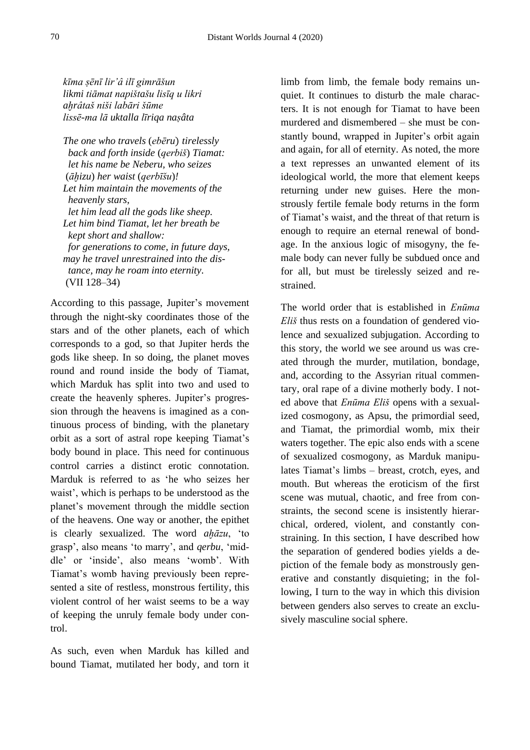*kīma ṣēnī lir'â ilī gimrāšun*
*likmi tiāmat napištašu lisīq u likri*
*aḫrâtaš niši labāri šūme*
*lissē-ma lā uktalla līriqa naṣâta*

*The one who travels* (*ebēru*) *tirelessly back and forth inside* (*qerbiš*) *Tiamat: let his name be Neberu, who seizes* (*āḫizu*) *her waist* (*qerbīšu*)*!*
*Let him maintain the movements of the heavenly stars, let him lead all the gods like sheep.*
*Let him bind Tiamat, let her breath be kept short and shallow: for generations to come, in future days, may he travel unrestrained into the distance, may he roam into eternity.*
(VII 128–34)

According to this passage, Jupiter's movement through the night-sky coordinates those of the stars and of the other planets, each of which corresponds to a god, so that Jupiter herds the gods like sheep. In so doing, the planet moves round and round inside the body of Tiamat, which Marduk has split into two and used to create the heavenly spheres. Jupiter's progression through the heavens is imagined as a continuous process of binding, with the planetary orbit as a sort of astral rope keeping Tiamat's body bound in place. This need for continuous control carries a distinct erotic connotation. Marduk is referred to as 'he who seizes her waist', which is perhaps to be understood as the planet's movement through the middle section of the heavens. One way or another, the epithet is clearly sexualized. The word *aḫāzu*, 'to grasp', also means 'to marry', and *qerbu*, 'middle' or 'inside', also means 'womb'. With Tiamat's womb having previously been represented a site of restless, monstrous fertility, this violent control of her waist seems to be a way of keeping the unruly female body under control.

As such, even when Marduk has killed and bound Tiamat, mutilated her body, and torn it limb from limb, the female body remains unquiet. It continues to disturb the male characters. It is not enough for Tiamat to have been murdered and dismembered – she must be constantly bound, wrapped in Jupiter's orbit again and again, for all of eternity. As noted, the more a text represses an unwanted element of its ideological world, the more that element keeps returning under new guises. Here the monstrously fertile female body returns in the form of Tiamat's waist, and the threat of that return is enough to require an eternal renewal of bondage. In the anxious logic of misogyny, the female body can never fully be subdued once and for all, but must be tirelessly seized and restrained.

The world order that is established in *Enūma Eliš* thus rests on a foundation of gendered violence and sexualized subjugation. According to this story, the world we see around us was created through the murder, mutilation, bondage, and, according to the Assyrian ritual commentary, oral rape of a divine motherly body. I noted above that *Enūma Eliš* opens with a sexualized cosmogony, as Apsu, the primordial seed, and Tiamat, the primordial womb, mix their waters together. The epic also ends with a scene of sexualized cosmogony, as Marduk manipulates Tiamat's limbs – breast, crotch, eyes, and mouth. But whereas the eroticism of the first scene was mutual, chaotic, and free from constraints, the second scene is insistently hierarchical, ordered, violent, and constantly constraining. In this section, I have described how the separation of gendered bodies yields a depiction of the female body as monstrously generative and constantly disquieting; in the following, I turn to the way in which this division between genders also serves to create an exclusively masculine social sphere.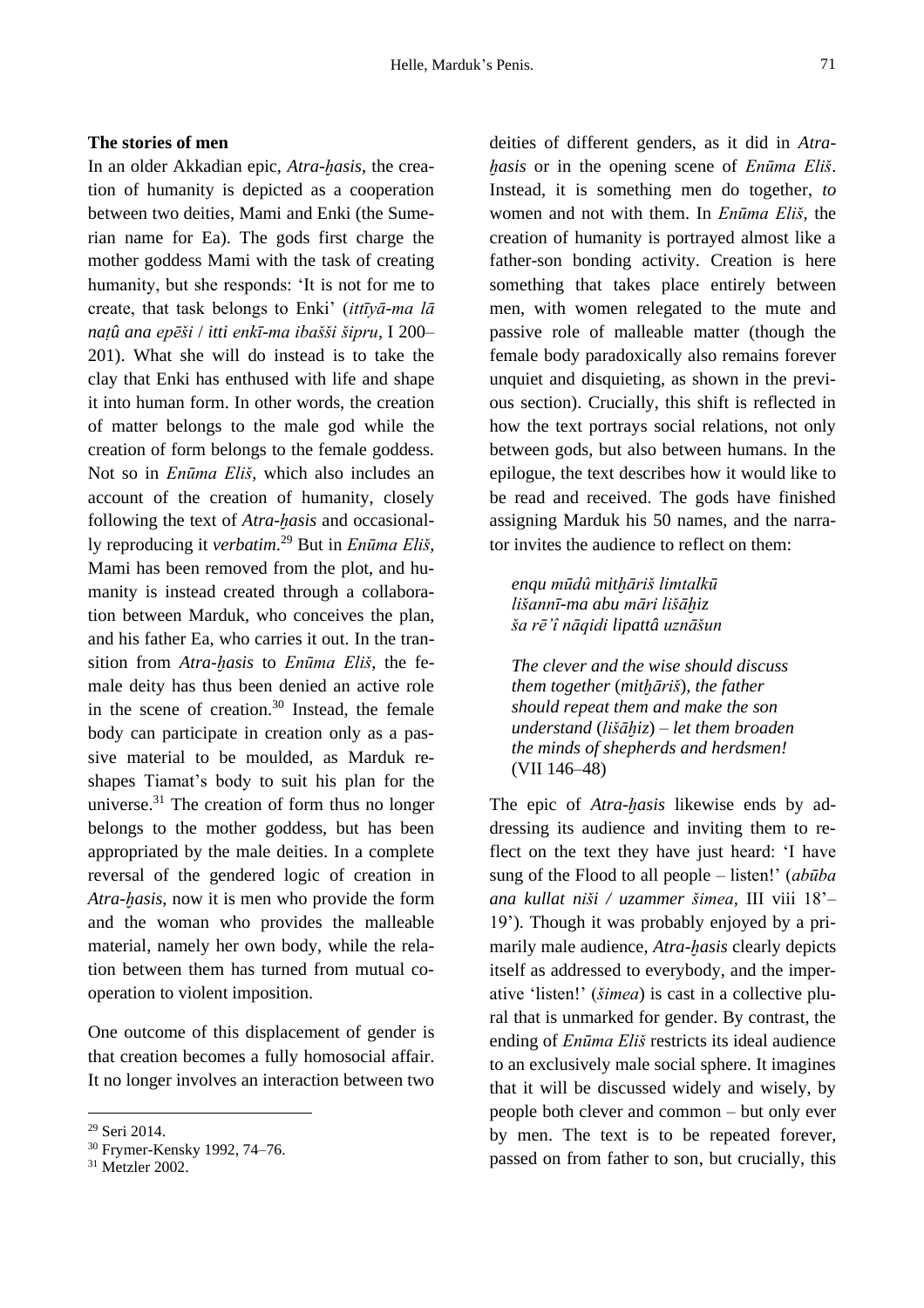**The stories of men**

In an older Akkadian epic, *Atra-ḫasis*, the creation of humanity is depicted as a cooperation between two deities, Mami and Enki (the Sumerian name for Ea). The gods first charge the mother goddess Mami with the task of creating humanity, but she responds: 'It is not for me to create, that task belongs to Enki' (*ittīyā-ma lā naṭû ana epēši* / *itti enkī-ma ibašši šipru*, I 200–201). What she will do instead is to take the clay that Enki has enthused with life and shape it into human form. In other words, the creation of matter belongs to the male god while the creation of form belongs to the female goddess. Not so in *Enūma Eliš*, which also includes an account of the creation of humanity, closely following the text of *Atra-ḫasis* and occasionally reproducing it *verbatim*.[29] But in *Enūma Eliš*, Mami has been removed from the plot, and humanity is instead created through a collaboration between Marduk, who conceives the plan, and his father Ea, who carries it out. In the transition from *Atra-ḫasis* to *Enūma Eliš*, the female deity has thus been denied an active role in the scene of creation.[30] Instead, the female body can participate in creation only as a passive material to be moulded, as Marduk reshapes Tiamat's body to suit his plan for the universe.[31] The creation of form thus no longer belongs to the mother goddess, but has been appropriated by the male deities. In a complete reversal of the gendered logic of creation in *Atra-ḫasis*, now it is men who provide the form and the woman who provides the malleable material, namely her own body, while the relation between them has turned from mutual cooperation to violent imposition.

One outcome of this displacement of gender is that creation becomes a fully homosocial affair. It no longer involves an interaction between two deities of different genders, as it did in *Atra-ḫasis* or in the opening scene of *Enūma Eliš*. Instead, it is something men do together, *to* women and not with them. In *Enūma Eliš*, the creation of humanity is portrayed almost like a father-son bonding activity. Creation is here something that takes place entirely between men, with women relegated to the mute and passive role of malleable matter (though the female body paradoxically also remains forever unquiet and disquieting, as shown in the previous section). Crucially, this shift is reflected in how the text portrays social relations, not only between gods, but also between humans. In the epilogue, the text describes how it would like to be read and received. The gods have finished assigning Marduk his 50 names, and the narrator invites the audience to reflect on them:

> *enqu mūdû mitḫāriš limtalkū*
> *lišannī-ma abu māri lišāḫiz*
> *ša rē'î nāqidi lipattâ uznāšun*
>
> *The clever and the wise should discuss them together* (*mitḫāriš*), *the father should repeat them and make the son understand* (*lišāḫiz*) *– let them broaden the minds of shepherds and herdsmen!* (VII 146–48)

The epic of *Atra-ḫasis* likewise ends by addressing its audience and inviting them to reflect on the text they have just heard: 'I have sung of the Flood to all people – listen!' (*abūba ana kullat niši / uzammer šimea*, III viii 18'–19'). Though it was probably enjoyed by a primarily male audience, *Atra-ḫasis* clearly depicts itself as addressed to everybody, and the imperative 'listen!' (*šimea*) is cast in a collective plural that is unmarked for gender. By contrast, the ending of *Enūma Eliš* restricts its ideal audience to an exclusively male social sphere. It imagines that it will be discussed widely and wisely, by people both clever and common – but only ever by men. The text is to be repeated forever, passed on from father to son, but crucially, this

---

[29] Seri 2014.
[30] Frymer-Kensky 1992, 74–76.
[31] Metzler 2002.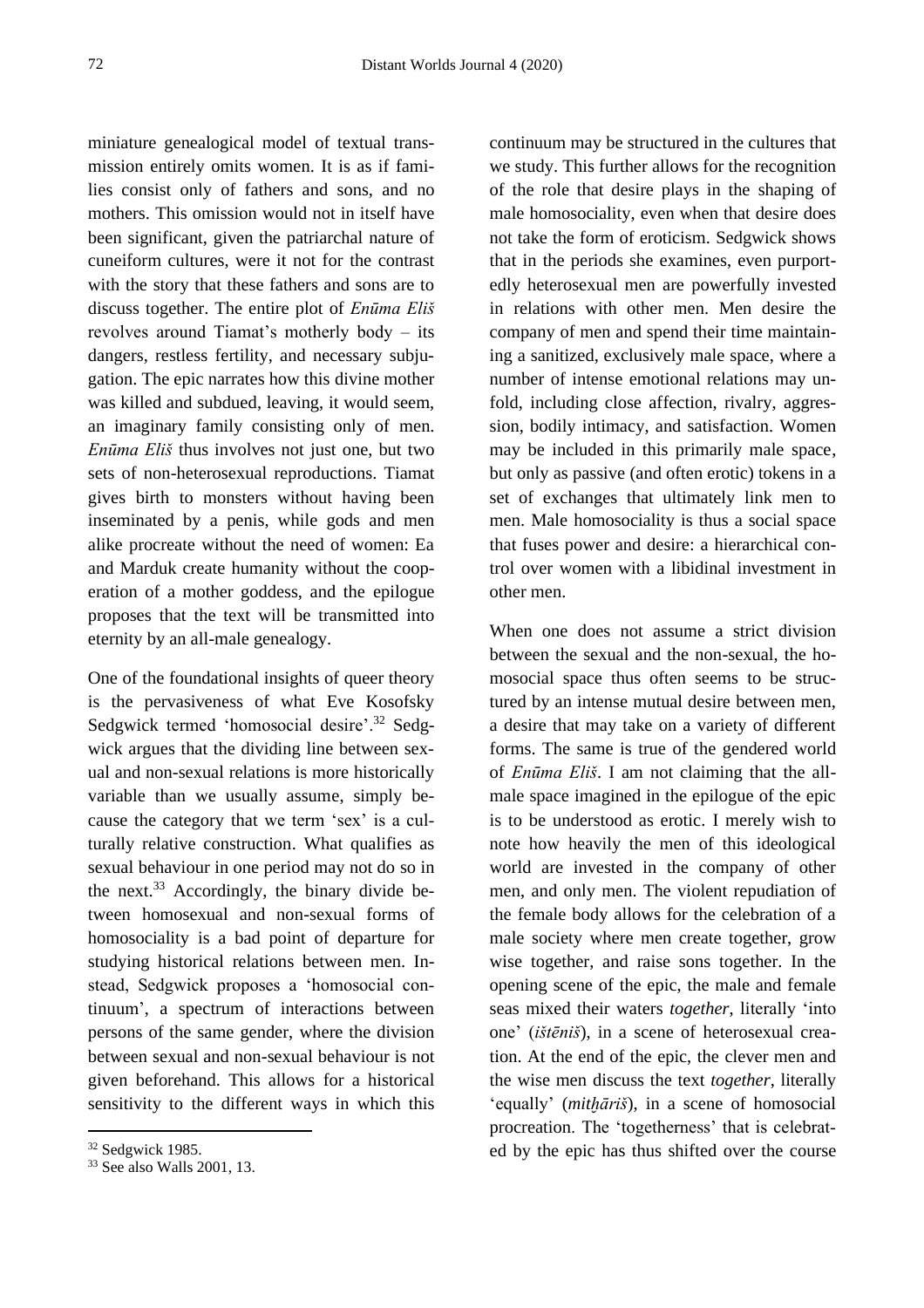miniature genealogical model of textual transmission entirely omits women. It is as if families consist only of fathers and sons, and no mothers. This omission would not in itself have been significant, given the patriarchal nature of cuneiform cultures, were it not for the contrast with the story that these fathers and sons are to discuss together. The entire plot of *Enūma Eliš* revolves around Tiamat's motherly body – its dangers, restless fertility, and necessary subjugation. The epic narrates how this divine mother was killed and subdued, leaving, it would seem, an imaginary family consisting only of men. *Enūma Eliš* thus involves not just one, but two sets of non-heterosexual reproductions. Tiamat gives birth to monsters without having been inseminated by a penis, while gods and men alike procreate without the need of women: Ea and Marduk create humanity without the cooperation of a mother goddess, and the epilogue proposes that the text will be transmitted into eternity by an all-male genealogy.

One of the foundational insights of queer theory is the pervasiveness of what Eve Kosofsky Sedgwick termed 'homosocial desire'.[32] Sedgwick argues that the dividing line between sexual and non-sexual relations is more historically variable than we usually assume, simply because the category that we term 'sex' is a culturally relative construction. What qualifies as sexual behaviour in one period may not do so in the next.[33] Accordingly, the binary divide between homosexual and non-sexual forms of homosociality is a bad point of departure for studying historical relations between men. Instead, Sedgwick proposes a 'homosocial continuum', a spectrum of interactions between persons of the same gender, where the division between sexual and non-sexual behaviour is not given beforehand. This allows for a historical sensitivity to the different ways in which this continuum may be structured in the cultures that we study. This further allows for the recognition of the role that desire plays in the shaping of male homosociality, even when that desire does not take the form of eroticism. Sedgwick shows that in the periods she examines, even purportedly heterosexual men are powerfully invested in relations with other men. Men desire the company of men and spend their time maintaining a sanitized, exclusively male space, where a number of intense emotional relations may unfold, including close affection, rivalry, aggression, bodily intimacy, and satisfaction. Women may be included in this primarily male space, but only as passive (and often erotic) tokens in a set of exchanges that ultimately link men to men. Male homosociality is thus a social space that fuses power and desire: a hierarchical control over women with a libidinal investment in other men.

When one does not assume a strict division between the sexual and the non-sexual, the homosocial space thus often seems to be structured by an intense mutual desire between men, a desire that may take on a variety of different forms. The same is true of the gendered world of *Enūma Eliš*. I am not claiming that the all-male space imagined in the epilogue of the epic is to be understood as erotic. I merely wish to note how heavily the men of this ideological world are invested in the company of other men, and only men. The violent repudiation of the female body allows for the celebration of a male society where men create together, grow wise together, and raise sons together. In the opening scene of the epic, the male and female seas mixed their waters *together*, literally 'into one' (*ištēniš*), in a scene of heterosexual creation. At the end of the epic, the clever men and the wise men discuss the text *together*, literally 'equally' (*mitḫāriš*), in a scene of homosocial procreation. The 'togetherness' that is celebrated by the epic has thus shifted over the course

[32] Sedgwick 1985.

[33] See also Walls 2001, 13.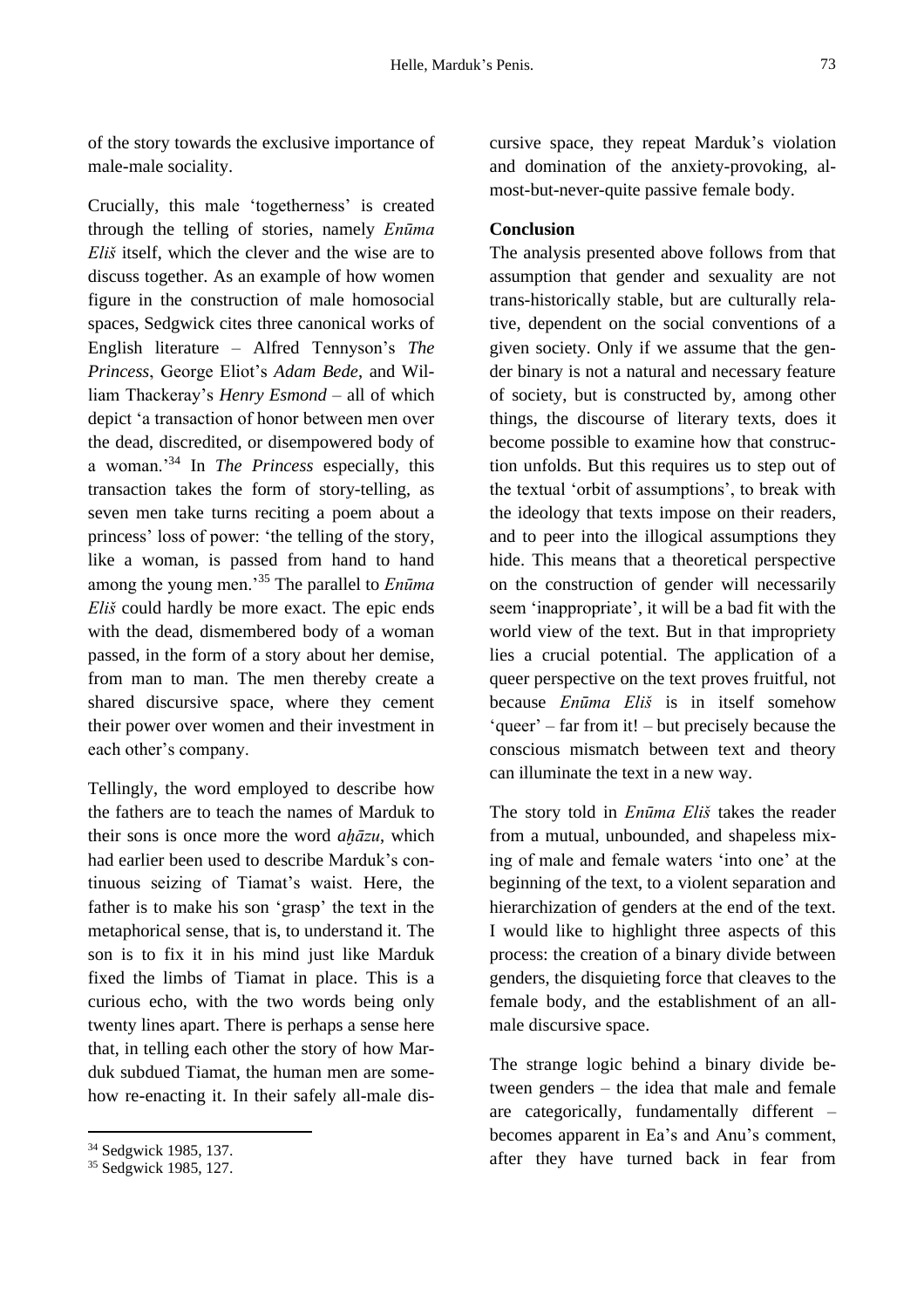of the story towards the exclusive importance of male-male sociality.

Crucially, this male 'togetherness' is created through the telling of stories, namely *Enūma Eliš* itself, which the clever and the wise are to discuss together. As an example of how women figure in the construction of male homosocial spaces, Sedgwick cites three canonical works of English literature – Alfred Tennyson's *The Princess*, George Eliot's *Adam Bede*, and William Thackeray's *Henry Esmond* – all of which depict 'a transaction of honor between men over the dead, discredited, or disempowered body of a woman.'[34] In *The Princess* especially, this transaction takes the form of story-telling, as seven men take turns reciting a poem about a princess' loss of power: 'the telling of the story, like a woman, is passed from hand to hand among the young men.'[35] The parallel to *Enūma Eliš* could hardly be more exact. The epic ends with the dead, dismembered body of a woman passed, in the form of a story about her demise, from man to man. The men thereby create a shared discursive space, where they cement their power over women and their investment in each other's company.

Tellingly, the word employed to describe how the fathers are to teach the names of Marduk to their sons is once more the word *aḫāzu*, which had earlier been used to describe Marduk's continuous seizing of Tiamat's waist. Here, the father is to make his son 'grasp' the text in the metaphorical sense, that is, to understand it. The son is to fix it in his mind just like Marduk fixed the limbs of Tiamat in place. This is a curious echo, with the two words being only twenty lines apart. There is perhaps a sense here that, in telling each other the story of how Marduk subdued Tiamat, the human men are somehow re-enacting it. In their safely all-male discursive space, they repeat Marduk's violation and domination of the anxiety-provoking, almost-but-never-quite passive female body.

### Conclusion

The analysis presented above follows from that assumption that gender and sexuality are not trans-historically stable, but are culturally relative, dependent on the social conventions of a given society. Only if we assume that the gender binary is not a natural and necessary feature of society, but is constructed by, among other things, the discourse of literary texts, does it become possible to examine how that construction unfolds. But this requires us to step out of the textual 'orbit of assumptions', to break with the ideology that texts impose on their readers, and to peer into the illogical assumptions they hide. This means that a theoretical perspective on the construction of gender will necessarily seem 'inappropriate', it will be a bad fit with the world view of the text. But in that impropriety lies a crucial potential. The application of a queer perspective on the text proves fruitful, not because *Enūma Eliš* is in itself somehow 'queer' – far from it! – but precisely because the conscious mismatch between text and theory can illuminate the text in a new way.

The story told in *Enūma Eliš* takes the reader from a mutual, unbounded, and shapeless mixing of male and female waters 'into one' at the beginning of the text, to a violent separation and hierarchization of genders at the end of the text. I would like to highlight three aspects of this process: the creation of a binary divide between genders, the disquieting force that cleaves to the female body, and the establishment of an all-male discursive space.

The strange logic behind a binary divide between genders – the idea that male and female are categorically, fundamentally different – becomes apparent in Ea's and Anu's comment, after they have turned back in fear from

---

[34] Sedgwick 1985, 137.

[35] Sedgwick 1985, 127.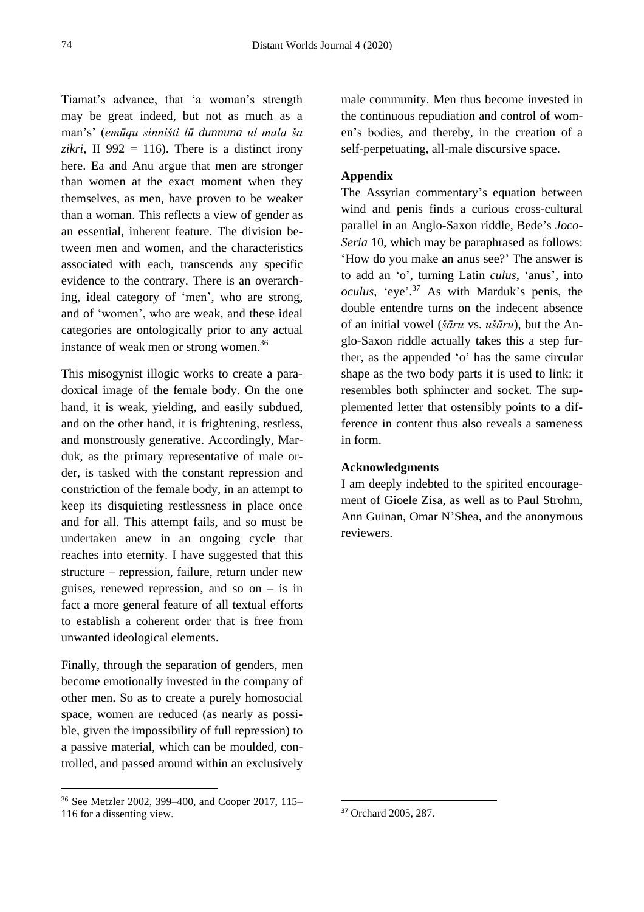Tiamat's advance, that 'a woman's strength may be great indeed, but not as much as a man's' (*emūqu sinništi lū dunnuna ul mala ša zikri*, II 992 = 116). There is a distinct irony here. Ea and Anu argue that men are stronger than women at the exact moment when they themselves, as men, have proven to be weaker than a woman. This reflects a view of gender as an essential, inherent feature. The division between men and women, and the characteristics associated with each, transcends any specific evidence to the contrary. There is an overarching, ideal category of 'men', who are strong, and of 'women', who are weak, and these ideal categories are ontologically prior to any actual instance of weak men or strong women.[36]

This misogynist illogic works to create a paradoxical image of the female body. On the one hand, it is weak, yielding, and easily subdued, and on the other hand, it is frightening, restless, and monstrously generative. Accordingly, Marduk, as the primary representative of male order, is tasked with the constant repression and constriction of the female body, in an attempt to keep its disquieting restlessness in place once and for all. This attempt fails, and so must be undertaken anew in an ongoing cycle that reaches into eternity. I have suggested that this structure – repression, failure, return under new guises, renewed repression, and so on – is in fact a more general feature of all textual efforts to establish a coherent order that is free from unwanted ideological elements.

Finally, through the separation of genders, men become emotionally invested in the company of other men. So as to create a purely homosocial space, women are reduced (as nearly as possible, given the impossibility of full repression) to a passive material, which can be moulded, controlled, and passed around within an exclusively male community. Men thus become invested in the continuous repudiation and control of women's bodies, and thereby, in the creation of a self-perpetuating, all-male discursive space.

### Appendix

The Assyrian commentary's equation between wind and penis finds a curious cross-cultural parallel in an Anglo-Saxon riddle, Bede's *Joco-Seria* 10, which may be paraphrased as follows: 'How do you make an anus see?' The answer is to add an 'o', turning Latin *culus*, 'anus', into *oculus*, 'eye'.[37] As with Marduk's penis, the double entendre turns on the indecent absence of an initial vowel (*šāru* vs. *ušāru*), but the Anglo-Saxon riddle actually takes this a step further, as the appended 'o' has the same circular shape as the two body parts it is used to link: it resembles both sphincter and socket. The supplemented letter that ostensibly points to a difference in content thus also reveals a sameness in form.

### Acknowledgments

I am deeply indebted to the spirited encouragement of Gioele Zisa, as well as to Paul Strohm, Ann Guinan, Omar N'Shea, and the anonymous reviewers.

---

[36] See Metzler 2002, 399–400, and Cooper 2017, 115–116 for a dissenting view.

[37] Orchard 2005, 287.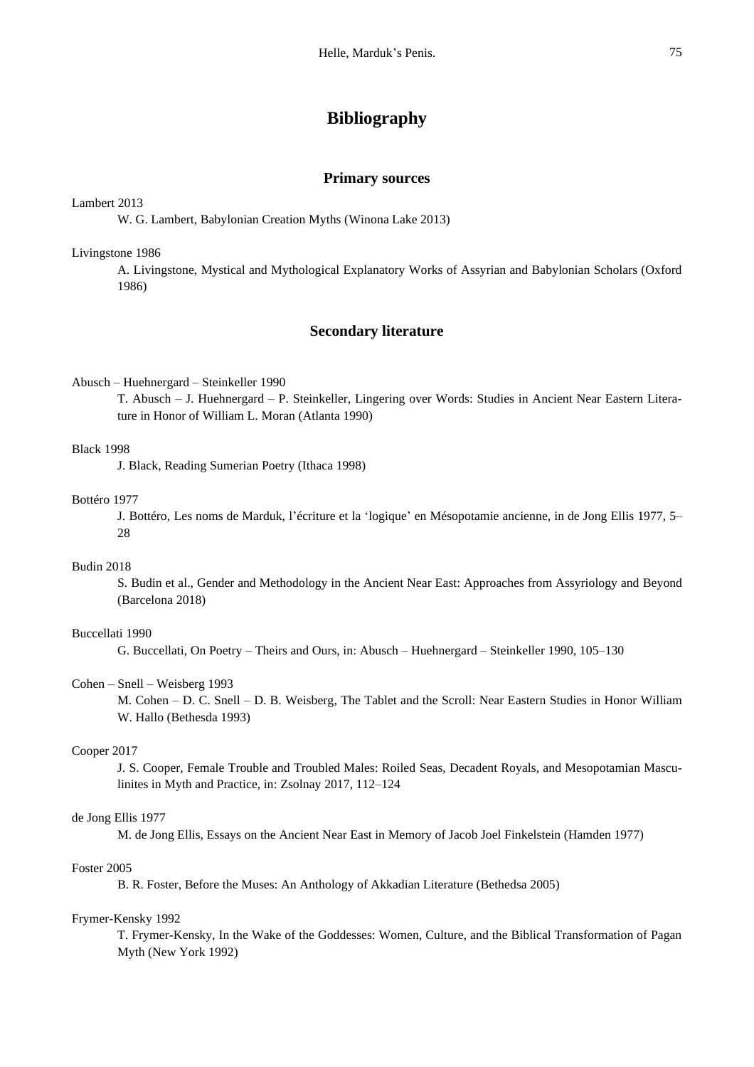# Bibliography

## Primary sources

Lambert 2013

W. G. Lambert, Babylonian Creation Myths (Winona Lake 2013)

Livingstone 1986

A. Livingstone, Mystical and Mythological Explanatory Works of Assyrian and Babylonian Scholars (Oxford 1986)

## Secondary literature

Abusch – Huehnergard – Steinkeller 1990

T. Abusch – J. Huehnergard – P. Steinkeller, Lingering over Words: Studies in Ancient Near Eastern Literature in Honor of William L. Moran (Atlanta 1990)

Black 1998

J. Black, Reading Sumerian Poetry (Ithaca 1998)

Bottéro 1977

J. Bottéro, Les noms de Marduk, l'écriture et la 'logique' en Mésopotamie ancienne, in de Jong Ellis 1977, 5–28

Budin 2018

S. Budin et al., Gender and Methodology in the Ancient Near East: Approaches from Assyriology and Beyond (Barcelona 2018)

Buccellati 1990

G. Buccellati, On Poetry – Theirs and Ours, in: Abusch – Huehnergard – Steinkeller 1990, 105–130

Cohen – Snell – Weisberg 1993

M. Cohen – D. C. Snell – D. B. Weisberg, The Tablet and the Scroll: Near Eastern Studies in Honor William W. Hallo (Bethesda 1993)

Cooper 2017

J. S. Cooper, Female Trouble and Troubled Males: Roiled Seas, Decadent Royals, and Mesopotamian Masculinites in Myth and Practice, in: Zsolnay 2017, 112–124

de Jong Ellis 1977

M. de Jong Ellis, Essays on the Ancient Near East in Memory of Jacob Joel Finkelstein (Hamden 1977)

Foster 2005

B. R. Foster, Before the Muses: An Anthology of Akkadian Literature (Bethedsa 2005)

Frymer-Kensky 1992

T. Frymer-Kensky, In the Wake of the Goddesses: Women, Culture, and the Biblical Transformation of Pagan Myth (New York 1992)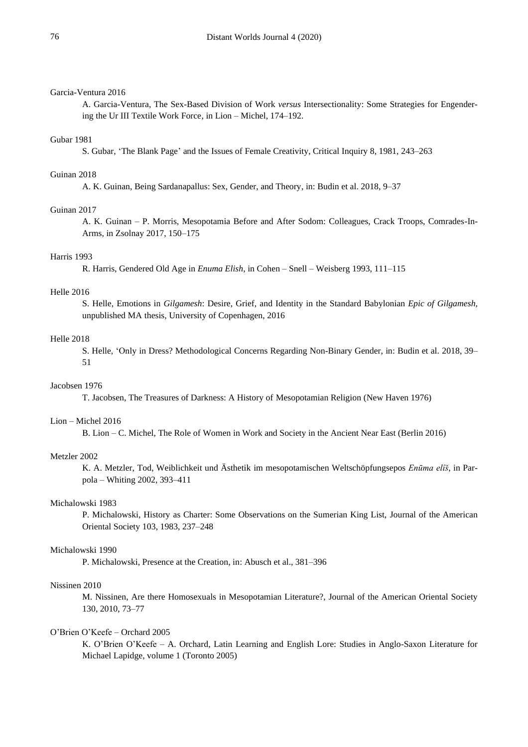Garcia-Ventura 2016

A. Garcia-Ventura, The Sex-Based Division of Work *versus* Intersectionality: Some Strategies for Engendering the Ur III Textile Work Force, in Lion – Michel, 174–192.

Gubar 1981

S. Gubar, 'The Blank Page' and the Issues of Female Creativity, Critical Inquiry 8, 1981, 243–263

Guinan 2018

A. K. Guinan, Being Sardanapallus: Sex, Gender, and Theory, in: Budin et al. 2018, 9–37

Guinan 2017

A. K. Guinan – P. Morris, Mesopotamia Before and After Sodom: Colleagues, Crack Troops, Comrades-In-Arms, in Zsolnay 2017, 150–175

Harris 1993

R. Harris, Gendered Old Age in *Enuma Elish*, in Cohen – Snell – Weisberg 1993, 111–115

Helle 2016

S. Helle, Emotions in *Gilgamesh*: Desire, Grief, and Identity in the Standard Babylonian *Epic of Gilgamesh*, unpublished MA thesis, University of Copenhagen, 2016

Helle 2018

S. Helle, 'Only in Dress? Methodological Concerns Regarding Non-Binary Gender, in: Budin et al. 2018, 39–51

Jacobsen 1976

T. Jacobsen, The Treasures of Darkness: A History of Mesopotamian Religion (New Haven 1976)

Lion – Michel 2016

B. Lion – C. Michel, The Role of Women in Work and Society in the Ancient Near East (Berlin 2016)

Metzler 2002

K. A. Metzler, Tod, Weiblichkeit und Ästhetik im mesopotamischen Weltschöpfungsepos *Enūma elîš*, in Parpola – Whiting 2002, 393–411

Michalowski 1983

P. Michalowski, History as Charter: Some Observations on the Sumerian King List, Journal of the American Oriental Society 103, 1983, 237–248

Michalowski 1990

P. Michalowski, Presence at the Creation, in: Abusch et al., 381–396

Nissinen 2010

M. Nissinen, Are there Homosexuals in Mesopotamian Literature?, Journal of the American Oriental Society 130, 2010, 73–77

O'Brien O'Keefe – Orchard 2005

K. O'Brien O'Keefe – A. Orchard, Latin Learning and English Lore: Studies in Anglo-Saxon Literature for Michael Lapidge, volume 1 (Toronto 2005)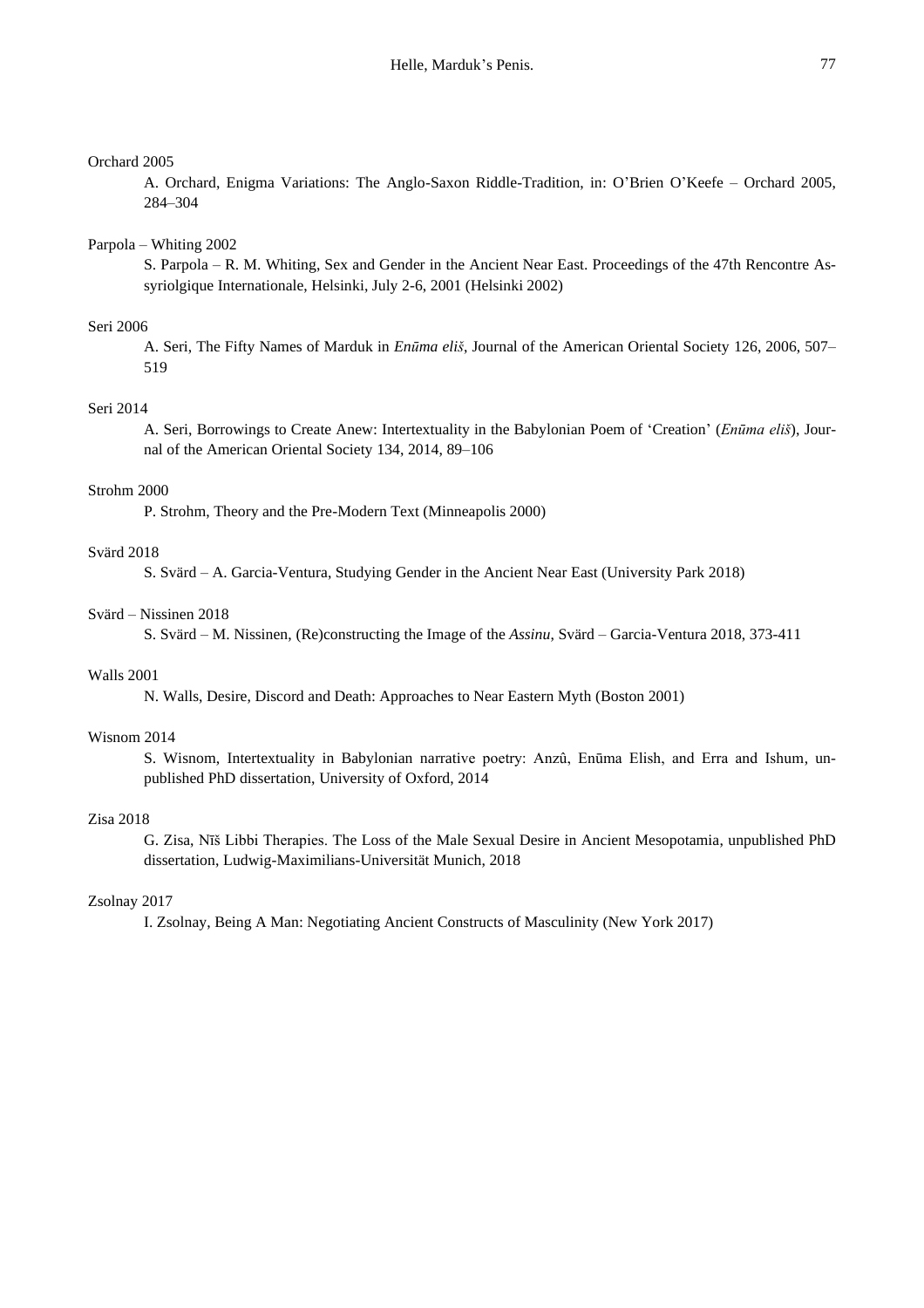Orchard 2005

A. Orchard, Enigma Variations: The Anglo-Saxon Riddle-Tradition, in: O'Brien O'Keefe – Orchard 2005, 284–304

Parpola – Whiting 2002

S. Parpola – R. M. Whiting, Sex and Gender in the Ancient Near East. Proceedings of the 47th Rencontre Assyriolgique Internationale, Helsinki, July 2-6, 2001 (Helsinki 2002)

Seri 2006

A. Seri, The Fifty Names of Marduk in *Enūma eliš*, Journal of the American Oriental Society 126, 2006, 507–519

Seri 2014

A. Seri, Borrowings to Create Anew: Intertextuality in the Babylonian Poem of 'Creation' (*Enūma eliš*), Journal of the American Oriental Society 134, 2014, 89–106

Strohm 2000

P. Strohm, Theory and the Pre-Modern Text (Minneapolis 2000)

Svärd 2018

S. Svärd – A. Garcia-Ventura, Studying Gender in the Ancient Near East (University Park 2018)

Svärd – Nissinen 2018

S. Svärd – M. Nissinen, (Re)constructing the Image of the *Assinu*, Svärd – Garcia-Ventura 2018, 373-411

Walls 2001

N. Walls, Desire, Discord and Death: Approaches to Near Eastern Myth (Boston 2001)

Wisnom 2014

S. Wisnom, Intertextuality in Babylonian narrative poetry: Anzû, Enūma Elish, and Erra and Ishum, unpublished PhD dissertation, University of Oxford, 2014

Zisa 2018

G. Zisa, Nīš Libbi Therapies. The Loss of the Male Sexual Desire in Ancient Mesopotamia, unpublished PhD dissertation, Ludwig-Maximilians-Universität Munich, 2018

Zsolnay 2017

I. Zsolnay, Being A Man: Negotiating Ancient Constructs of Masculinity (New York 2017)